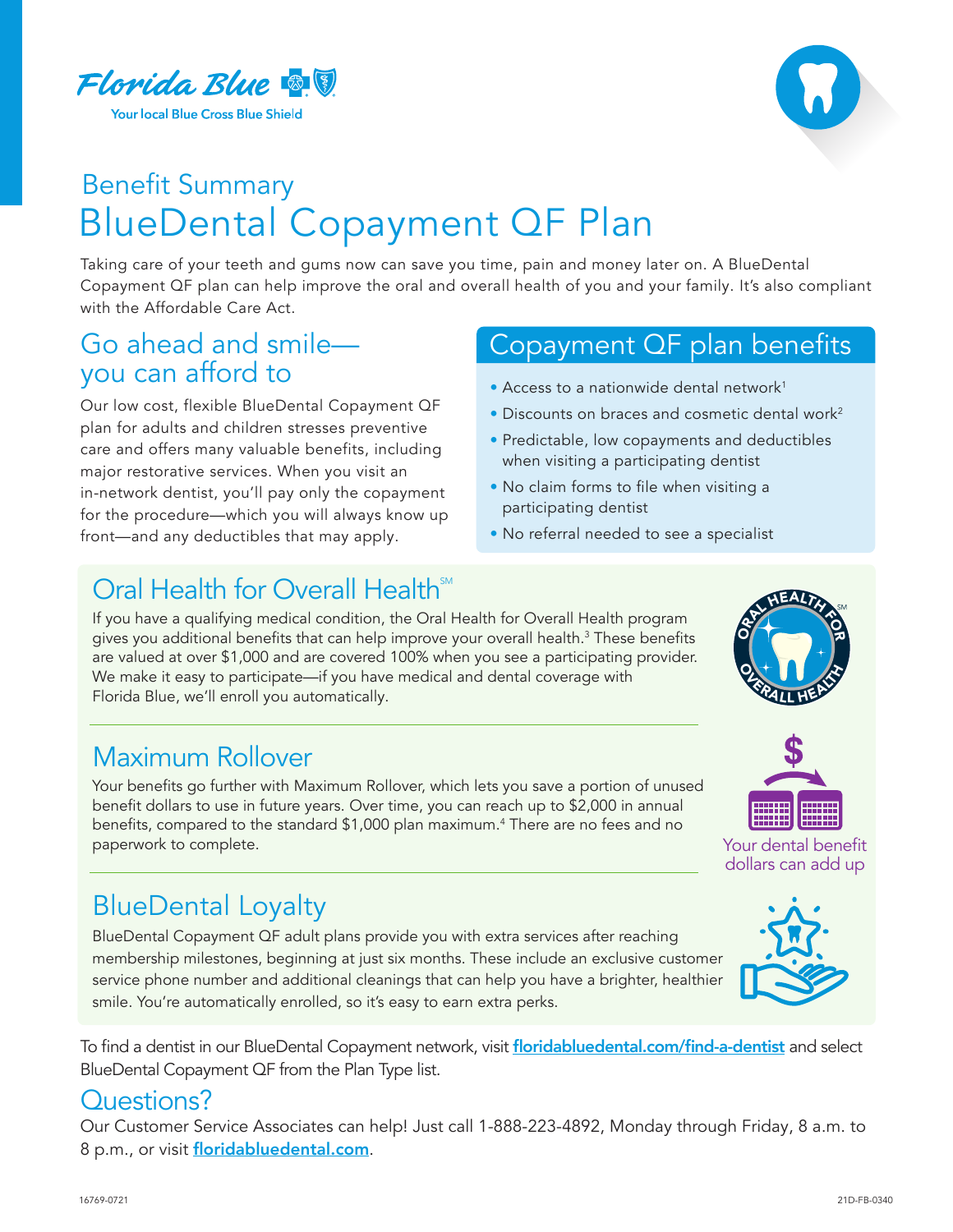Florida Blue

Your local Blue Cross Blue Shield

## Benefit Summary

# BlueDental Copayment QF Plan

Taking care of your teeth and gums now can save you time, pain and money later on. A BlueDental Copayment QF plan can help improve the oral and overall health of you and your family. It's also compliant with the Affordable Care Act.

## Go ahead and smile—you can afford to

Our low cost, flexible BlueDental Copayment QF plan for adults and children stresses preventive care and offers many valuable benefits, including major restorative services. When you visit an in-network dentist, you'll pay only the copayment for the procedure—which you will always know up front—and any deductibles that may apply.

## Copayment QF plan benefits

- Access to a nationwide dental network[1]
- Discounts on braces and cosmetic dental work[2]
- Predictable, low copayments and deductibles when visiting a participating dentist
- No claim forms to file when visiting a participating dentist
- No referral needed to see a specialist

## Oral Health for Overall Health℠

If you have a qualifying medical condition, the Oral Health for Overall Health program gives you additional benefits that can help improve your overall health.[3] These benefits are valued at over $1,000 and are covered 100% when you see a participating provider. We make it easy to participate—if you have medical and dental coverage with Florida Blue, we'll enroll you automatically.

## Maximum Rollover

Your benefits go further with Maximum Rollover, which lets you save a portion of unused benefit dollars to use in future years. Over time, you can reach up to $2,000 in annual benefits, compared to the standard $1,000 plan maximum.[4] There are no fees and no paperwork to complete.

Your dental benefit dollars can add up

## BlueDental Loyalty

BlueDental Copayment QF adult plans provide you with extra services after reaching membership milestones, beginning at just six months. These include an exclusive customer service phone number and additional cleanings that can help you have a brighter, healthier smile. You're automatically enrolled, so it's easy to earn extra perks.

To find a dentist in our BlueDental Copayment network, visit **floridabluedental.com/find-a-dentist** and select BlueDental Copayment QF from the Plan Type list.

## Questions?

Our Customer Service Associates can help! Just call 1-888-223-4892, Monday through Friday, 8 a.m. to 8 p.m., or visit **floridabluedental.com**.

16769-0721

21D-FB-0340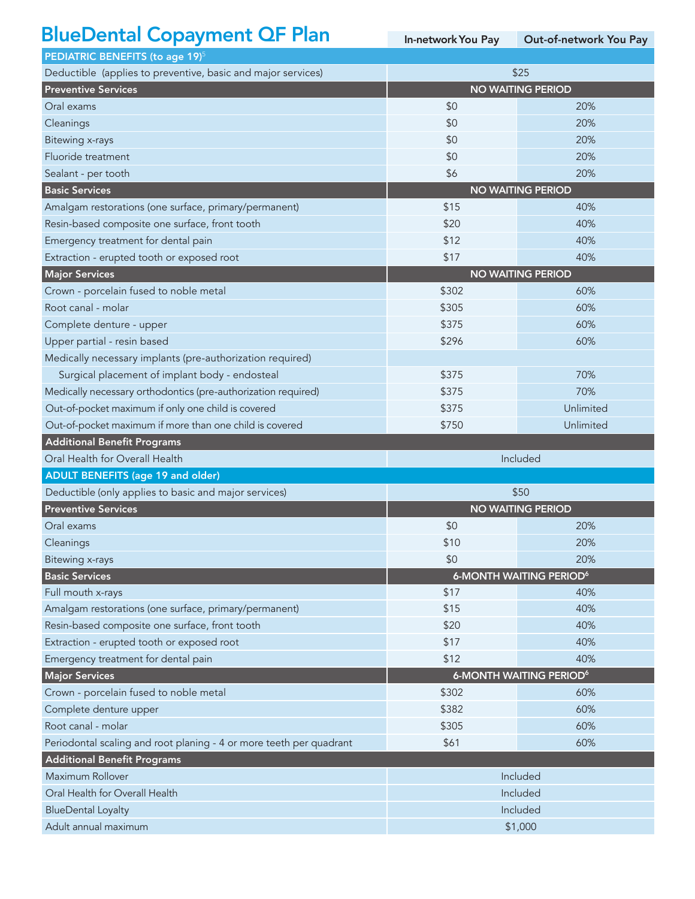# BlueDental Copayment QF Plan

| | In-network You Pay | Out-of-network You Pay |
|---|---|---|
| **PEDIATRIC BENEFITS (to age 19)**[5] | | |
| Deductible (applies to preventive, basic and major services) | $25 | |
| **Preventive Services** | **NO WAITING PERIOD** | |
| Oral exams | $0 | 20% |
| Cleanings | $0 | 20% |
| Bitewing x-rays | $0 | 20% |
| Fluoride treatment | $0 | 20% |
| Sealant - per tooth | $6 | 20% |
| **Basic Services** | **NO WAITING PERIOD** | |
| Amalgam restorations (one surface, primary/permanent) | $15 | 40% |
| Resin-based composite one surface, front tooth | $20 | 40% |
| Emergency treatment for dental pain | $12 | 40% |
| Extraction - erupted tooth or exposed root | $17 | 40% |
| **Major Services** | **NO WAITING PERIOD** | |
| Crown - porcelain fused to noble metal | $302 | 60% |
| Root canal - molar | $305 | 60% |
| Complete denture - upper | $375 | 60% |
| Upper partial - resin based | $296 | 60% |
| Medically necessary implants (pre-authorization required) | | |
| Surgical placement of implant body - endosteal | $375 | 70% |
| Medically necessary orthodontics (pre-authorization required) | $375 | 70% |
| Out-of-pocket maximum if only one child is covered | $375 | Unlimited |
| Out-of-pocket maximum if more than one child is covered | $750 | Unlimited |
| **Additional Benefit Programs** | | |
| Oral Health for Overall Health | Included | |
| **ADULT BENEFITS (age 19 and older)** | | |
| Deductible (only applies to basic and major services) | $50 | |
| **Preventive Services** | **NO WAITING PERIOD** | |
| Oral exams | $0 | 20% |
| Cleanings | $10 | 20% |
| Bitewing x-rays | $0 | 20% |
| **Basic Services** | **6-MONTH WAITING PERIOD**[6] | |
| Full mouth x-rays | $17 | 40% |
| Amalgam restorations (one surface, primary/permanent) | $15 | 40% |
| Resin-based composite one surface, front tooth | $20 | 40% |
| Extraction - erupted tooth or exposed root | $17 | 40% |
| Emergency treatment for dental pain | $12 | 40% |
| **Major Services** | **6-MONTH WAITING PERIOD**[6] | |
| Crown - porcelain fused to noble metal | $302 | 60% |
| Complete denture upper | $382 | 60% |
| Root canal - molar | $305 | 60% |
| Periodontal scaling and root planing - 4 or more teeth per quadrant | $61 | 60% |
| **Additional Benefit Programs** | | |
| Maximum Rollover | Included | |
| Oral Health for Overall Health | Included | |
| BlueDental Loyalty | Included | |
| Adult annual maximum | $1,000 | |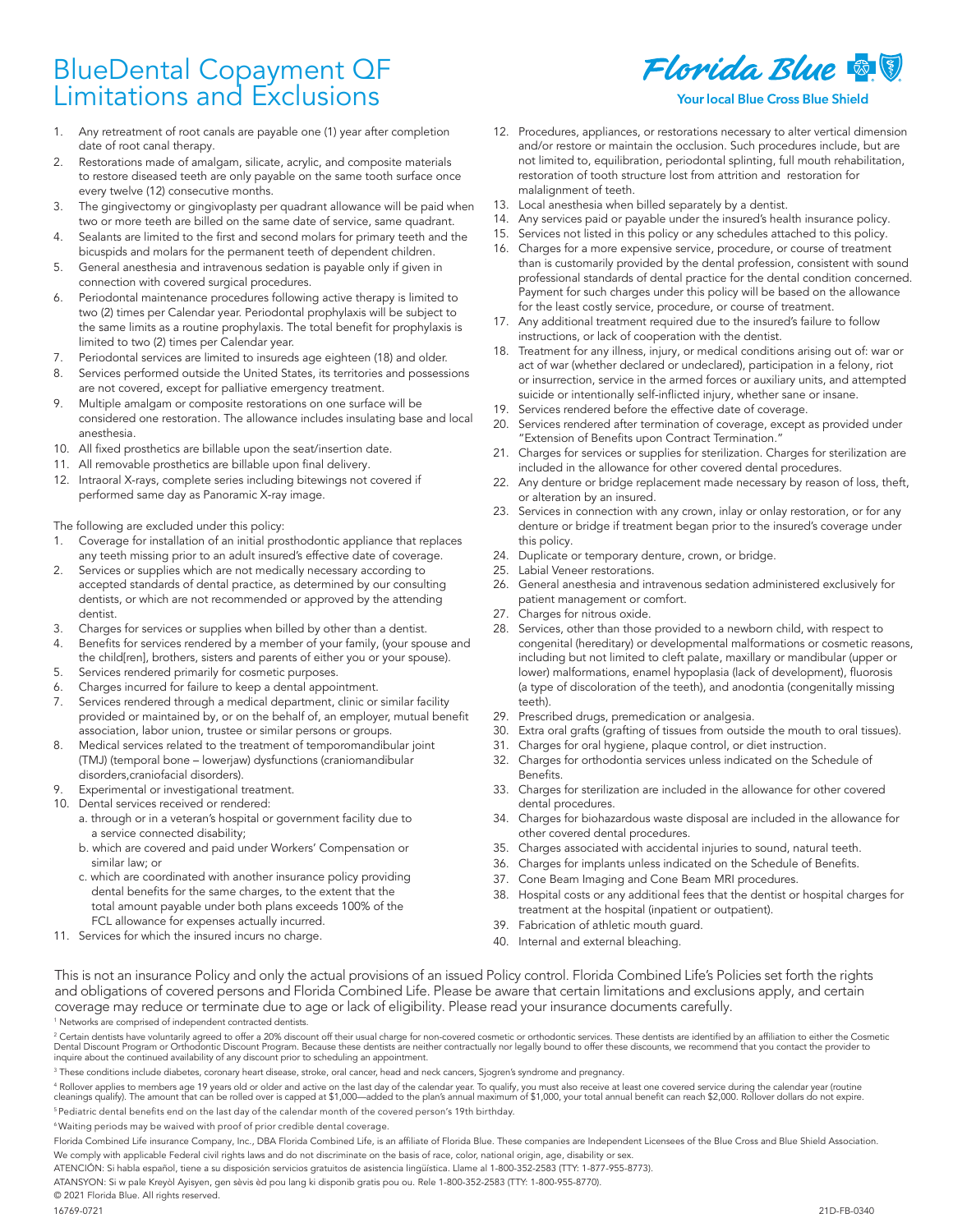# BlueDental Copayment QF Limitations and Exclusions

Florida Blue

Your local Blue Cross Blue Shield

1. Any retreatment of root canals are payable one (1) year after completion date of root canal therapy.
2. Restorations made of amalgam, silicate, acrylic, and composite materials to restore diseased teeth are only payable on the same tooth surface once every twelve (12) consecutive months.
3. The gingivectomy or gingivoplasty per quadrant allowance will be paid when two or more teeth are billed on the same date of service, same quadrant.
4. Sealants are limited to the first and second molars for primary teeth and the bicuspids and molars for the permanent teeth of dependent children.
5. General anesthesia and intravenous sedation is payable only if given in connection with covered surgical procedures.
6. Periodontal maintenance procedures following active therapy is limited to two (2) times per Calendar year. Periodontal prophylaxis will be subject to the same limits as a routine prophylaxis. The total benefit for prophylaxis is limited to two (2) times per Calendar year.
7. Periodontal services are limited to insureds age eighteen (18) and older.
8. Services performed outside the United States, its territories and possessions are not covered, except for palliative emergency treatment.
9. Multiple amalgam or composite restorations on one surface will be considered one restoration. The allowance includes insulating base and local anesthesia.
10. All fixed prosthetics are billable upon the seat/insertion date.
11. All removable prosthetics are billable upon final delivery.
12. Intraoral X-rays, complete series including bitewings not covered if performed same day as Panoramic X-ray image.

The following are excluded under this policy:

1. Coverage for installation of an initial prosthodontic appliance that replaces any teeth missing prior to an adult insured's effective date of coverage.
2. Services or supplies which are not medically necessary according to accepted standards of dental practice, as determined by our consulting dentists, or which are not recommended or approved by the attending dentist.
3. Charges for services or supplies when billed by other than a dentist.
4. Benefits for services rendered by a member of your family, (your spouse and the child[ren], brothers, sisters and parents of either you or your spouse).
5. Services rendered primarily for cosmetic purposes.
6. Charges incurred for failure to keep a dental appointment.
7. Services rendered through a medical department, clinic or similar facility provided or maintained by, or on the behalf of, an employer, mutual benefit association, labor union, trustee or similar persons or groups.
8. Medical services related to the treatment of temporomandibular joint (TMJ) (temporal bone – lowerjaw) dysfunctions (craniomandibular disorders,craniofacial disorders).
9. Experimental or investigational treatment.
10. Dental services received or rendered:
    a. through or in a veteran's hospital or government facility due to a service connected disability;
    b. which are covered and paid under Workers' Compensation or similar law; or
    c. which are coordinated with another insurance policy providing dental benefits for the same charges, to the extent that the total amount payable under both plans exceeds 100% of the FCL allowance for expenses actually incurred.
11. Services for which the insured incurs no charge.
12. Procedures, appliances, or restorations necessary to alter vertical dimension and/or restore or maintain the occlusion. Such procedures include, but are not limited to, equilibration, periodontal splinting, full mouth rehabilitation, restoration of tooth structure lost from attrition and restoration for malalignment of teeth.
13. Local anesthesia when billed separately by a dentist.
14. Any services paid or payable under the insured's health insurance policy.
15. Services not listed in this policy or any schedules attached to this policy.
16. Charges for a more expensive service, procedure, or course of treatment than is customarily provided by the dental profession, consistent with sound professional standards of dental practice for the dental condition concerned. Payment for such charges under this policy will be based on the allowance for the least costly service, procedure, or course of treatment.
17. Any additional treatment required due to the insured's failure to follow instructions, or lack of cooperation with the dentist.
18. Treatment for any illness, injury, or medical conditions arising out of: war or act of war (whether declared or undeclared), participation in a felony, riot or insurrection, service in the armed forces or auxiliary units, and attempted suicide or intentionally self-inflicted injury, whether sane or insane.
19. Services rendered before the effective date of coverage.
20. Services rendered after termination of coverage, except as provided under "Extension of Benefits upon Contract Termination."
21. Charges for services or supplies for sterilization. Charges for sterilization are included in the allowance for other covered dental procedures.
22. Any denture or bridge replacement made necessary by reason of loss, theft, or alteration by an insured.
23. Services in connection with any crown, inlay or onlay restoration, or for any denture or bridge if treatment began prior to the insured's coverage under this policy.
24. Duplicate or temporary denture, crown, or bridge.
25. Labial Veneer restorations.
26. General anesthesia and intravenous sedation administered exclusively for patient management or comfort.
27. Charges for nitrous oxide.
28. Services, other than those provided to a newborn child, with respect to congenital (hereditary) or developmental malformations or cosmetic reasons, including but not limited to cleft palate, maxillary or mandibular (upper or lower) malformations, enamel hypoplasia (lack of development), fluorosis (a type of discoloration of the teeth), and anodontia (congenitally missing teeth).
29. Prescribed drugs, premedication or analgesia.
30. Extra oral grafts (grafting of tissues from outside the mouth to oral tissues).
31. Charges for oral hygiene, plaque control, or diet instruction.
32. Charges for orthodontia services unless indicated on the Schedule of Benefits.
33. Charges for sterilization are included in the allowance for other covered dental procedures.
34. Charges for biohazardous waste disposal are included in the allowance for other covered dental procedures.
35. Charges associated with accidental injuries to sound, natural teeth.
36. Charges for implants unless indicated on the Schedule of Benefits.
37. Cone Beam Imaging and Cone Beam MRI procedures.
38. Hospital costs or any additional fees that the dentist or hospital charges for treatment at the hospital (inpatient or outpatient).
39. Fabrication of athletic mouth guard.
40. Internal and external bleaching.

This is not an insurance Policy and only the actual provisions of an issued Policy control. Florida Combined Life's Policies set forth the rights and obligations of covered persons and Florida Combined Life. Please be aware that certain limitations and exclusions apply, and certain coverage may reduce or terminate due to age or lack of eligibility. Please read your insurance documents carefully.

[1] Networks are comprised of independent contracted dentists.

[2] Certain dentists have voluntarily agreed to offer a 20% discount off their usual charge for non-covered cosmetic or orthodontic services. These dentists are identified by an affiliation to either the Cosmetic Dental Discount Program or Orthodontic Discount Program. Because these dentists are neither contractually nor legally bound to offer these discounts, we recommend that you contact the provider to inquire about the continued availability of any discount prior to scheduling an appointment.

[3] These conditions include diabetes, coronary heart disease, stroke, oral cancer, head and neck cancers, Sjogren's syndrome and pregnancy.

[4] Rollover applies to members age 19 years old or older and active on the last day of the calendar year. To qualify, you must also receive at least one covered service during the calendar year (routine cleanings qualify). The amount that can be rolled over is capped at $1,000—added to the plan's annual maximum of $1,000, your total annual benefit can reach $2,000. Rollover dollars do not expire.

[5] Pediatric dental benefits end on the last day of the calendar month of the covered person's 19th birthday.

[6] Waiting periods may be waived with proof of prior credible dental coverage.

Florida Combined Life insurance Company, Inc., DBA Florida Combined Life, is an affiliate of Florida Blue. These companies are Independent Licensees of the Blue Cross and Blue Shield Association.

We comply with applicable Federal civil rights laws and do not discriminate on the basis of race, color, national origin, age, disability or sex.

ATENCIÓN: Si habla español, tiene a su disposición servicios gratuitos de asistencia lingüística. Llame al 1-800-352-2583 (TTY: 1-877-955-8773).

ATANSYON: Si w pale Kreyòl Ayisyen, gen sèvis èd pou lang ki disponib gratis pou ou. Rele 1-800-352-2583 (TTY: 1-800-955-8770).

© 2021 Florida Blue. All rights reserved.

16769-0721 21D-FB-0340